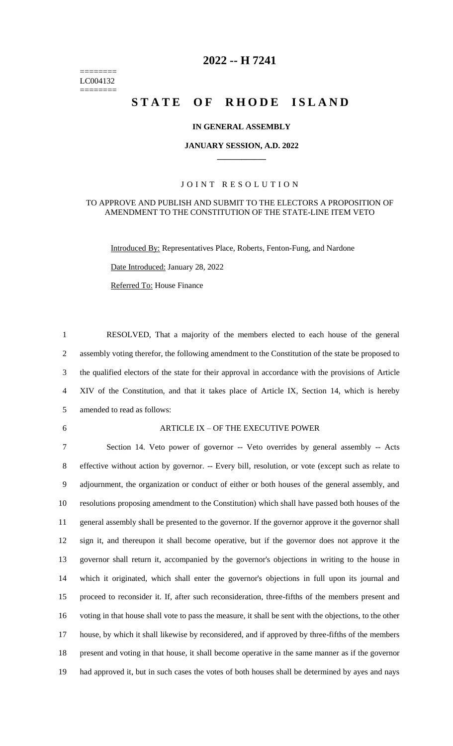========
LC004132
========

# 2022 -- H 7241

# STATE OF RHODE ISLAND

**IN GENERAL ASSEMBLY**

**JANUARY SESSION, A.D. 2022**

____________

JOINT RESOLUTION

TO APPROVE AND PUBLISH AND SUBMIT TO THE ELECTORS A PROPOSITION OF AMENDMENT TO THE CONSTITUTION OF THE STATE-LINE ITEM VETO

Introduced By: Representatives Place, Roberts, Fenton-Fung, and Nardone

Date Introduced: January 28, 2022

Referred To: House Finance

RESOLVED, That a majority of the members elected to each house of the general assembly voting therefor, the following amendment to the Constitution of the state be proposed to the qualified electors of the state for their approval in accordance with the provisions of Article XIV of the Constitution, and that it takes place of Article IX, Section 14, which is hereby amended to read as follows:

ARTICLE IX – OF THE EXECUTIVE POWER

Section 14. Veto power of governor -- Veto overrides by general assembly -- Acts effective without action by governor. -- Every bill, resolution, or vote (except such as relate to adjournment, the organization or conduct of either or both houses of the general assembly, and resolutions proposing amendment to the Constitution) which shall have passed both houses of the general assembly shall be presented to the governor. If the governor approve it the governor shall sign it, and thereupon it shall become operative, but if the governor does not approve it the governor shall return it, accompanied by the governor's objections in writing to the house in which it originated, which shall enter the governor's objections in full upon its journal and proceed to reconsider it. If, after such reconsideration, three-fifths of the members present and voting in that house shall vote to pass the measure, it shall be sent with the objections, to the other house, by which it shall likewise by reconsidered, and if approved by three-fifths of the members present and voting in that house, it shall become operative in the same manner as if the governor had approved it, but in such cases the votes of both houses shall be determined by ayes and nays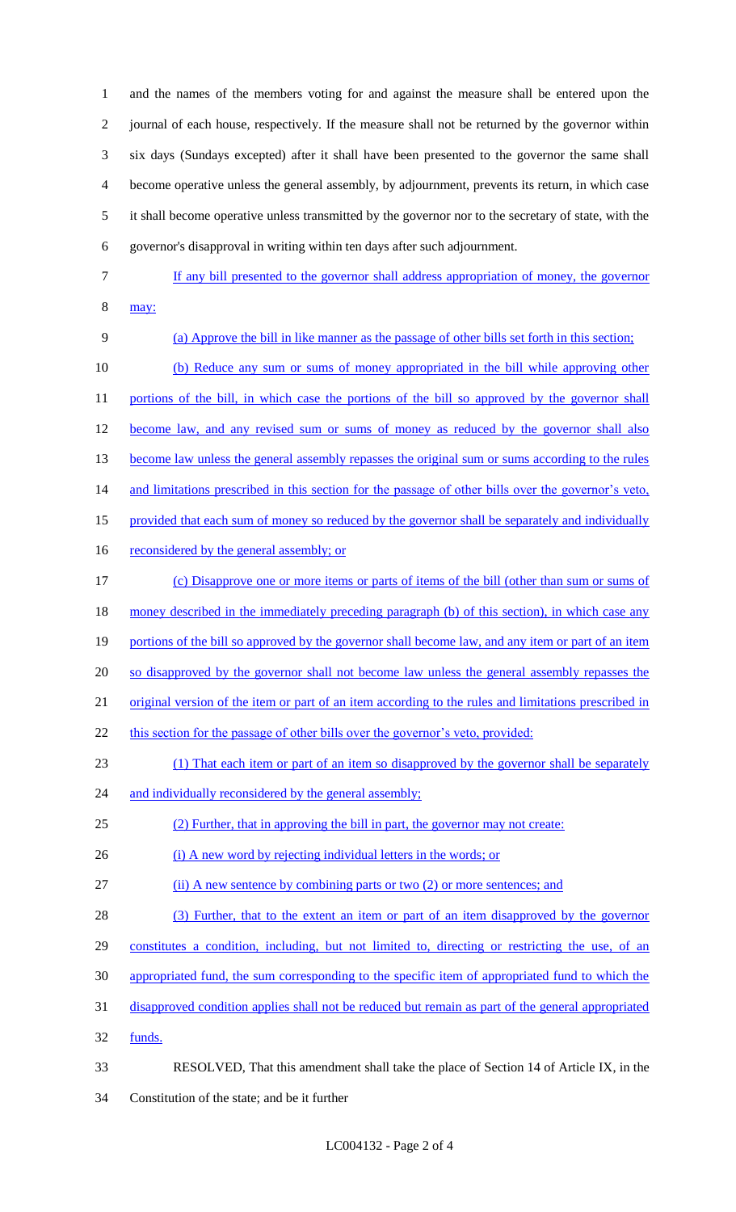and the names of the members voting for and against the measure shall be entered upon the journal of each house, respectively. If the measure shall not be returned by the governor within six days (Sundays excepted) after it shall have been presented to the governor the same shall become operative unless the general assembly, by adjournment, prevents its return, in which case it shall become operative unless transmitted by the governor nor to the secretary of state, with the governor's disapproval in writing within ten days after such adjournment.

If any bill presented to the governor shall address appropriation of money, the governor may:

(a) Approve the bill in like manner as the passage of other bills set forth in this section;

(b) Reduce any sum or sums of money appropriated in the bill while approving other portions of the bill, in which case the portions of the bill so approved by the governor shall become law, and any revised sum or sums of money as reduced by the governor shall also become law unless the general assembly repasses the original sum or sums according to the rules and limitations prescribed in this section for the passage of other bills over the governor's veto, provided that each sum of money so reduced by the governor shall be separately and individually reconsidered by the general assembly; or

(c) Disapprove one or more items or parts of items of the bill (other than sum or sums of money described in the immediately preceding paragraph (b) of this section), in which case any portions of the bill so approved by the governor shall become law, and any item or part of an item so disapproved by the governor shall not become law unless the general assembly repasses the original version of the item or part of an item according to the rules and limitations prescribed in this section for the passage of other bills over the governor's veto, provided:

(1) That each item or part of an item so disapproved by the governor shall be separately and individually reconsidered by the general assembly;

(2) Further, that in approving the bill in part, the governor may not create:

(i) A new word by rejecting individual letters in the words; or

(ii) A new sentence by combining parts or two (2) or more sentences; and

(3) Further, that to the extent an item or part of an item disapproved by the governor constitutes a condition, including, but not limited to, directing or restricting the use, of an appropriated fund, the sum corresponding to the specific item of appropriated fund to which the disapproved condition applies shall not be reduced but remain as part of the general appropriated funds.

RESOLVED, That this amendment shall take the place of Section 14 of Article IX, in the Constitution of the state; and be it further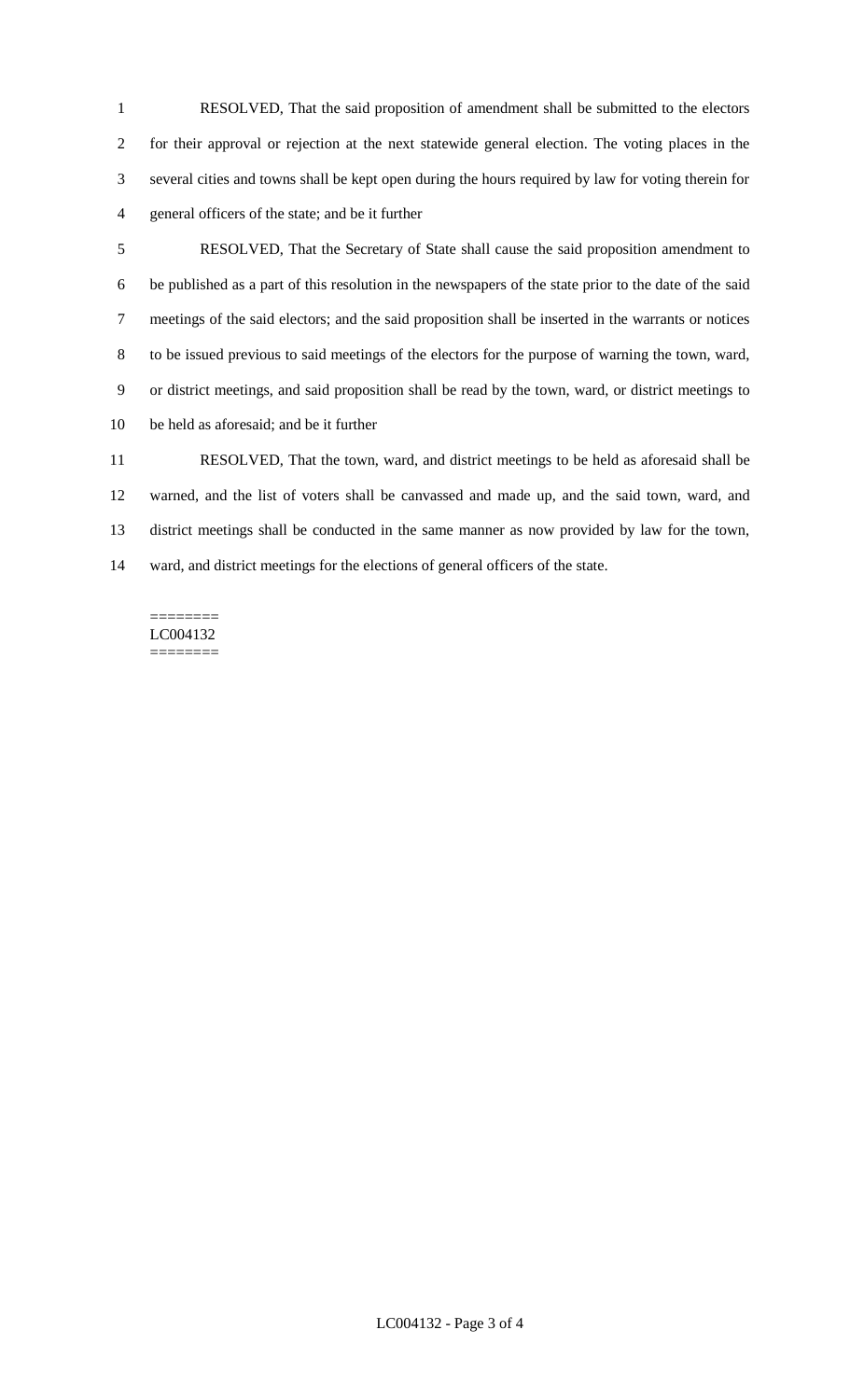RESOLVED, That the said proposition of amendment shall be submitted to the electors for their approval or rejection at the next statewide general election. The voting places in the several cities and towns shall be kept open during the hours required by law for voting therein for general officers of the state; and be it further

RESOLVED, That the Secretary of State shall cause the said proposition amendment to be published as a part of this resolution in the newspapers of the state prior to the date of the said meetings of the said electors; and the said proposition shall be inserted in the warrants or notices to be issued previous to said meetings of the electors for the purpose of warning the town, ward, or district meetings, and said proposition shall be read by the town, ward, or district meetings to be held as aforesaid; and be it further

RESOLVED, That the town, ward, and district meetings to be held as aforesaid shall be warned, and the list of voters shall be canvassed and made up, and the said town, ward, and district meetings shall be conducted in the same manner as now provided by law for the town, ward, and district meetings for the elections of general officers of the state.

========
LC004132
========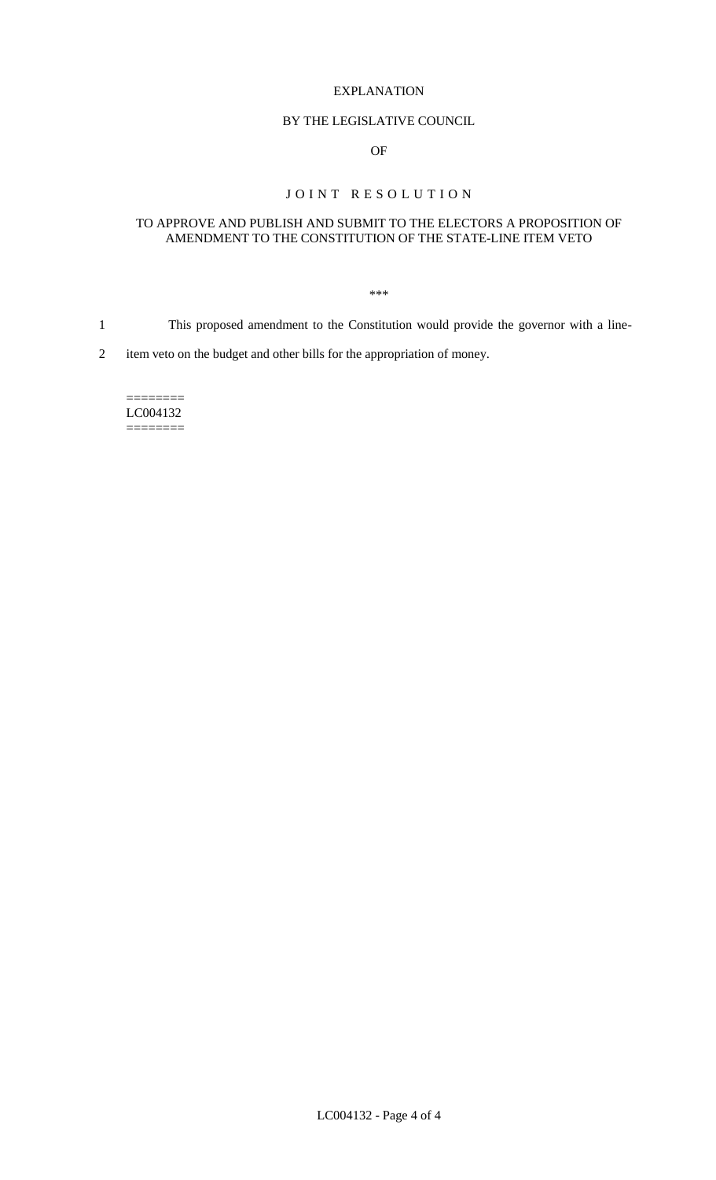EXPLANATION

BY THE LEGISLATIVE COUNCIL

OF

# J O I N T  R E S O L U T I O N

TO APPROVE AND PUBLISH AND SUBMIT TO THE ELECTORS A PROPOSITION OF AMENDMENT TO THE CONSTITUTION OF THE STATE-LINE ITEM VETO

\*\*\*

1 This proposed amendment to the Constitution would provide the governor with a line-

2 item veto on the budget and other bills for the appropriation of money.

========
LC004132
========